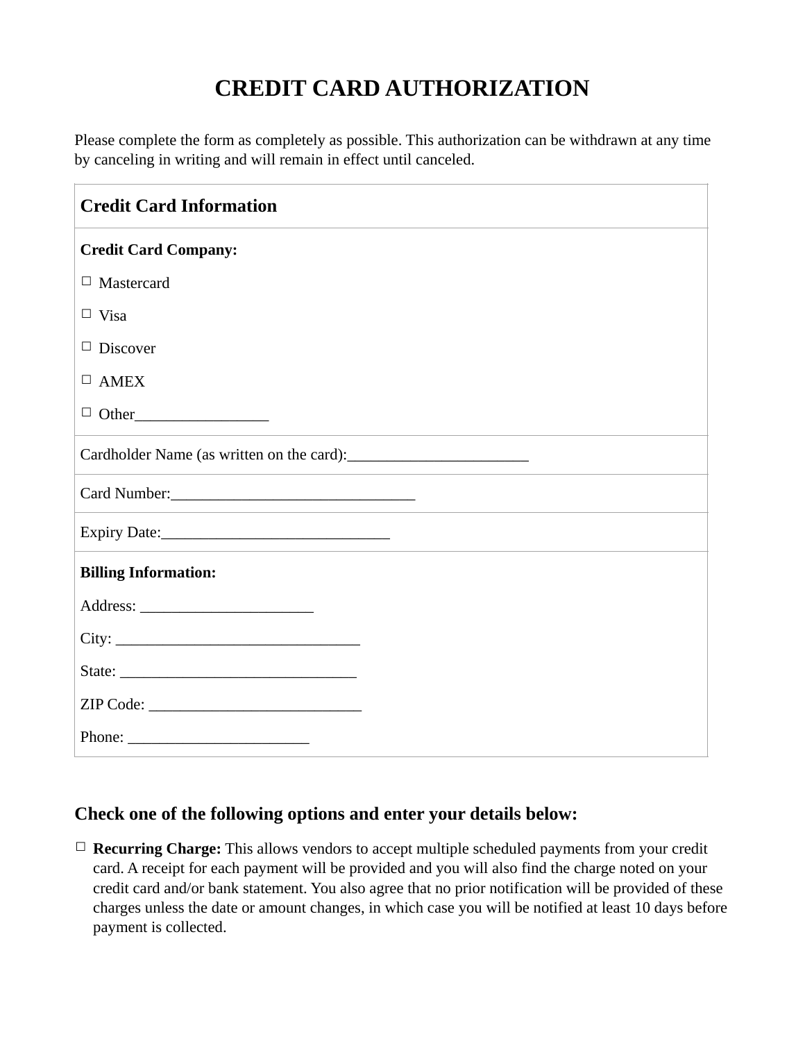# CREDIT CARD AUTHORIZATION

Please complete the form as completely as possible. This authorization can be withdrawn at any time by canceling in writing and will remain in effect until canceled.

| **Credit Card Information** |
|---|
| **Credit Card Company:**<br>☐ Mastercard<br>☐ Visa<br>☐ Discover<br>☐ AMEX<br>☐ Other_________________ |
| Cardholder Name (as written on the card):_______________________ |
| Card Number:_______________________________ |
| Expiry Date:_____________________________ |
| **Billing Information:**<br>Address: ______________________<br>City: _______________________________<br>State: ______________________________<br>ZIP Code: ___________________________<br>Phone: _______________________ |

## Check one of the following options and enter your details below:

☐ **Recurring Charge:** This allows vendors to accept multiple scheduled payments from your credit card. A receipt for each payment will be provided and you will also find the charge noted on your credit card and/or bank statement. You also agree that no prior notification will be provided of these charges unless the date or amount changes, in which case you will be notified at least 10 days before payment is collected.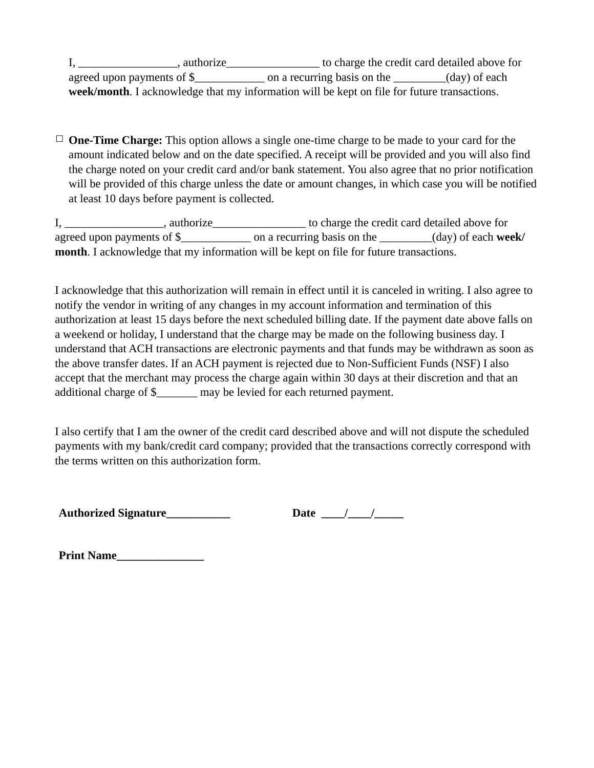I, _________________, authorize________________ to charge the credit card detailed above for agreed upon payments of $____________ on a recurring basis on the _________(day) of each **week/month**. I acknowledge that my information will be kept on file for future transactions.

☐ **One-Time Charge:** This option allows a single one-time charge to be made to your card for the amount indicated below and on the date specified. A receipt will be provided and you will also find the charge noted on your credit card and/or bank statement. You also agree that no prior notification will be provided of this charge unless the date or amount changes, in which case you will be notified at least 10 days before payment is collected.

I, _________________, authorize________________ to charge the credit card detailed above for agreed upon payments of $____________ on a recurring basis on the _________(day) of each **week/month**. I acknowledge that my information will be kept on file for future transactions.

I acknowledge that this authorization will remain in effect until it is canceled in writing. I also agree to notify the vendor in writing of any changes in my account information and termination of this authorization at least 15 days before the next scheduled billing date. If the payment date above falls on a weekend or holiday, I understand that the charge may be made on the following business day. I understand that ACH transactions are electronic payments and that funds may be withdrawn as soon as the above transfer dates. If an ACH payment is rejected due to Non-Sufficient Funds (NSF) I also accept that the merchant may process the charge again within 30 days at their discretion and that an additional charge of $_______ may be levied for each returned payment.

I also certify that I am the owner of the credit card described above and will not dispute the scheduled payments with my bank/credit card company; provided that the transactions correctly correspond with the terms written on this authorization form.

**Authorized Signature___________** **Date ____/____/_____**

**Print Name_______________**